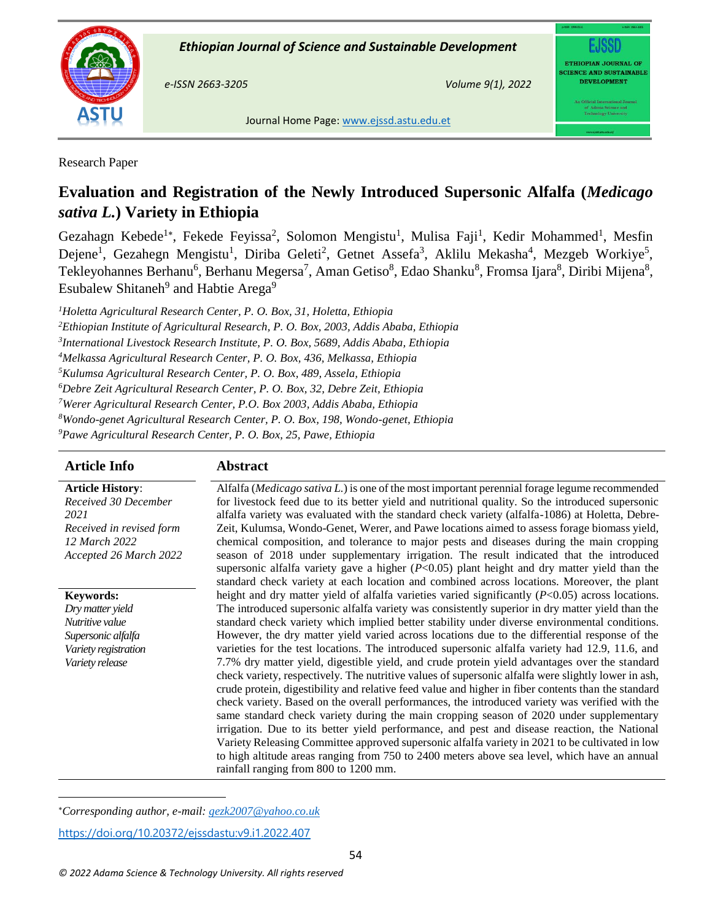Research Paper

# Evaluation and Registration of the Newly Introduced Supersonic Alfalfa (*Medicago sativa L.*) Variety in Ethiopia

Gezahagn Kebede[1*], Fekede Feyissa[2], Solomon Mengistu[1], Mulisa Faji[1], Kedir Mohammed[1], Mesfin Dejene[1], Gezahegn Mengistu[1], Diriba Geleti[2], Getnet Assefa[3], Aklilu Mekasha[4], Mezgeb Workiye[5], Tekleyohannes Berhanu[6], Berhanu Megersa[7], Aman Getiso[8], Edao Shanku[8], Fromsa Ijara[8], Diribi Mijena[8], Esubalew Shitaneh[9] and Habtie Arega[9]

[1]*Holetta Agricultural Research Center, P. O. Box, 31, Holetta, Ethiopia*
[2]*Ethiopian Institute of Agricultural Research, P. O. Box, 2003, Addis Ababa, Ethiopia*
[3]*International Livestock Research Institute, P. O. Box, 5689, Addis Ababa, Ethiopia*
[4]*Melkassa Agricultural Research Center, P. O. Box, 436, Melkassa, Ethiopia*
[5]*Kulumsa Agricultural Research Center, P. O. Box, 489, Assela, Ethiopia*
[6]*Debre Zeit Agricultural Research Center, P. O. Box, 32, Debre Zeit, Ethiopia*
[7]*Werer Agricultural Research Center, P.O. Box 2003, Addis Ababa, Ethiopia*
[8]*Wondo-genet Agricultural Research Center, P. O. Box, 198, Wondo-genet, Ethiopia*
[9]*Pawe Agricultural Research Center, P. O. Box, 25, Pawe, Ethiopia*

## Article Info

**Article History**:
*Received 30 December 2021*
*Received in revised form 12 March 2022*
*Accepted 26 March 2022*

**Keywords:**
*Dry matter yield*
*Nutritive value*
*Supersonic alfalfa*
*Variety registration*
*Variety release*

## Abstract

Alfalfa (*Medicago sativa L.*) is one of the most important perennial forage legume recommended for livestock feed due to its better yield and nutritional quality. So the introduced supersonic alfalfa variety was evaluated with the standard check variety (alfalfa-1086) at Holetta, Debre-Zeit, Kulumsa, Wondo-Genet, Werer, and Pawe locations aimed to assess forage biomass yield, chemical composition, and tolerance to major pests and diseases during the main cropping season of 2018 under supplementary irrigation. The result indicated that the introduced supersonic alfalfa variety gave a higher ($P$<0.05) plant height and dry matter yield than the standard check variety at each location and combined across locations. Moreover, the plant height and dry matter yield of alfalfa varieties varied significantly ($P$<0.05) across locations. The introduced supersonic alfalfa variety was consistently superior in dry matter yield than the standard check variety which implied better stability under diverse environmental conditions. However, the dry matter yield varied across locations due to the differential response of the varieties for the test locations. The introduced supersonic alfalfa variety had 12.9, 11.6, and 7.7% dry matter yield, digestible yield, and crude protein yield advantages over the standard check variety, respectively. The nutritive values of supersonic alfalfa were slightly lower in ash, crude protein, digestibility and relative feed value and higher in fiber contents than the standard check variety. Based on the overall performances, the introduced variety was verified with the same standard check variety during the main cropping season of 2020 under supplementary irrigation. Due to its better yield performance, and pest and disease reaction, the National Variety Releasing Committee approved supersonic alfalfa variety in 2021 to be cultivated in low to high altitude areas ranging from 750 to 2400 meters above sea level, which have an annual rainfall ranging from 800 to 1200 mm.

*Corresponding author, e-mail: gezk2007@yahoo.co.uk

https://doi.org/10.20372/ejssdastu:v9.i1.2022.407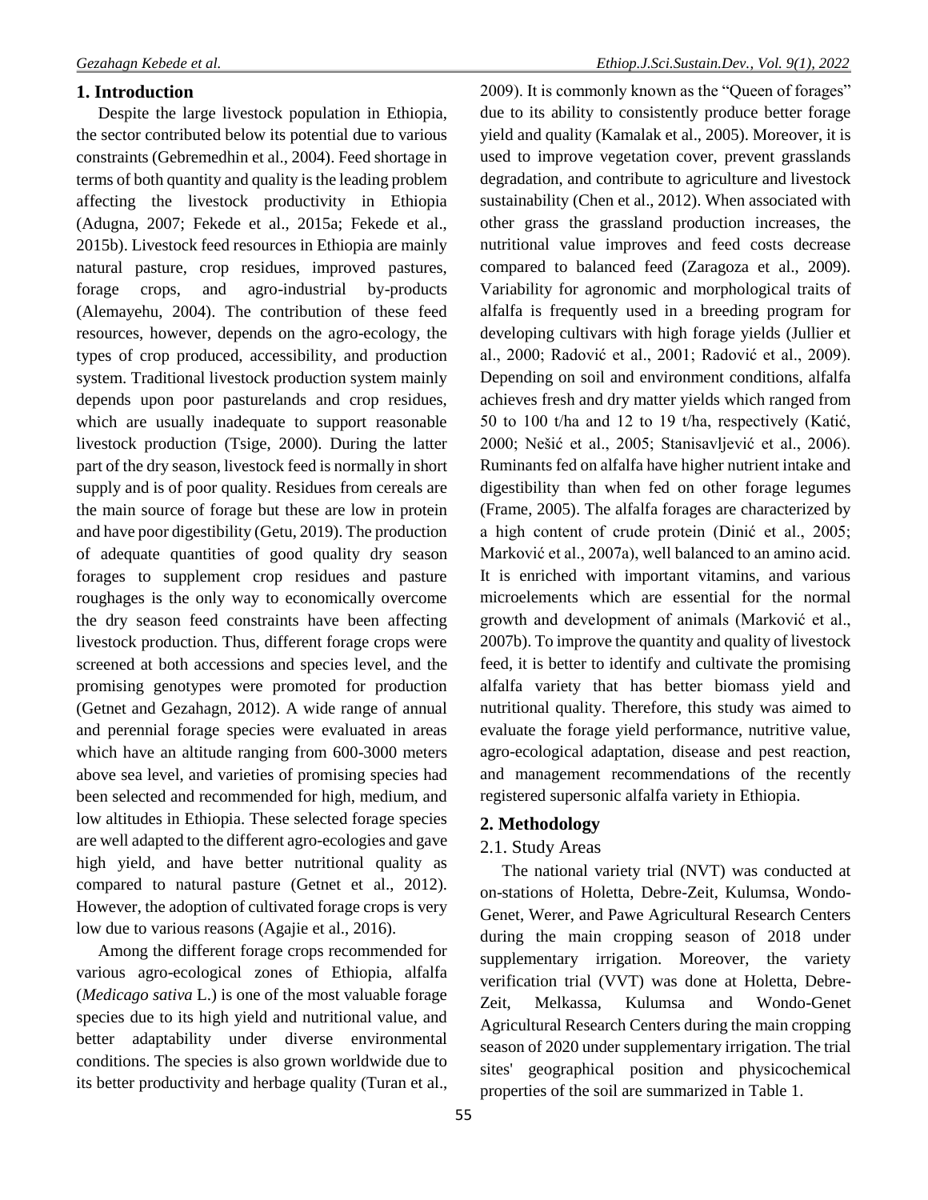## 1. Introduction

Despite the large livestock population in Ethiopia, the sector contributed below its potential due to various constraints (Gebremedhin et al., 2004). Feed shortage in terms of both quantity and quality is the leading problem affecting the livestock productivity in Ethiopia (Adugna, 2007; Fekede et al., 2015a; Fekede et al., 2015b). Livestock feed resources in Ethiopia are mainly natural pasture, crop residues, improved pastures, forage crops, and agro-industrial by-products (Alemayehu, 2004). The contribution of these feed resources, however, depends on the agro-ecology, the types of crop produced, accessibility, and production system. Traditional livestock production system mainly depends upon poor pasturelands and crop residues, which are usually inadequate to support reasonable livestock production (Tsige, 2000). During the latter part of the dry season, livestock feed is normally in short supply and is of poor quality. Residues from cereals are the main source of forage but these are low in protein and have poor digestibility (Getu, 2019). The production of adequate quantities of good quality dry season forages to supplement crop residues and pasture roughages is the only way to economically overcome the dry season feed constraints have been affecting livestock production. Thus, different forage crops were screened at both accessions and species level, and the promising genotypes were promoted for production (Getnet and Gezahagn, 2012). A wide range of annual and perennial forage species were evaluated in areas which have an altitude ranging from 600-3000 meters above sea level, and varieties of promising species had been selected and recommended for high, medium, and low altitudes in Ethiopia. These selected forage species are well adapted to the different agro-ecologies and gave high yield, and have better nutritional quality as compared to natural pasture (Getnet et al., 2012). However, the adoption of cultivated forage crops is very low due to various reasons (Agajie et al., 2016).

Among the different forage crops recommended for various agro-ecological zones of Ethiopia, alfalfa (*Medicago sativa* L.) is one of the most valuable forage species due to its high yield and nutritional value, and better adaptability under diverse environmental conditions. The species is also grown worldwide due to its better productivity and herbage quality (Turan et al., 2009). It is commonly known as the "Queen of forages" due to its ability to consistently produce better forage yield and quality (Kamalak et al., 2005). Moreover, it is used to improve vegetation cover, prevent grasslands degradation, and contribute to agriculture and livestock sustainability (Chen et al., 2012). When associated with other grass the grassland production increases, the nutritional value improves and feed costs decrease compared to balanced feed (Zaragoza et al., 2009). Variability for agronomic and morphological traits of alfalfa is frequently used in a breeding program for developing cultivars with high forage yields (Jullier et al., 2000; Radović et al., 2001; Radović et al., 2009). Depending on soil and environment conditions, alfalfa achieves fresh and dry matter yields which ranged from 50 to 100 t/ha and 12 to 19 t/ha, respectively (Katić, 2000; Nešić et al., 2005; Stanisavljević et al., 2006). Ruminants fed on alfalfa have higher nutrient intake and digestibility than when fed on other forage legumes (Frame, 2005). The alfalfa forages are characterized by a high content of crude protein (Dinić et al., 2005; Marković et al., 2007a), well balanced to an amino acid. It is enriched with important vitamins, and various microelements which are essential for the normal growth and development of animals (Marković et al., 2007b). To improve the quantity and quality of livestock feed, it is better to identify and cultivate the promising alfalfa variety that has better biomass yield and nutritional quality. Therefore, this study was aimed to evaluate the forage yield performance, nutritive value, agro-ecological adaptation, disease and pest reaction, and management recommendations of the recently registered supersonic alfalfa variety in Ethiopia.

## 2. Methodology

### 2.1. Study Areas

The national variety trial (NVT) was conducted at on-stations of Holetta, Debre-Zeit, Kulumsa, Wondo-Genet, Werer, and Pawe Agricultural Research Centers during the main cropping season of 2018 under supplementary irrigation. Moreover, the variety verification trial (VVT) was done at Holetta, Debre-Zeit, Melkassa, Kulumsa and Wondo-Genet Agricultural Research Centers during the main cropping season of 2020 under supplementary irrigation. The trial sites' geographical position and physicochemical properties of the soil are summarized in Table 1.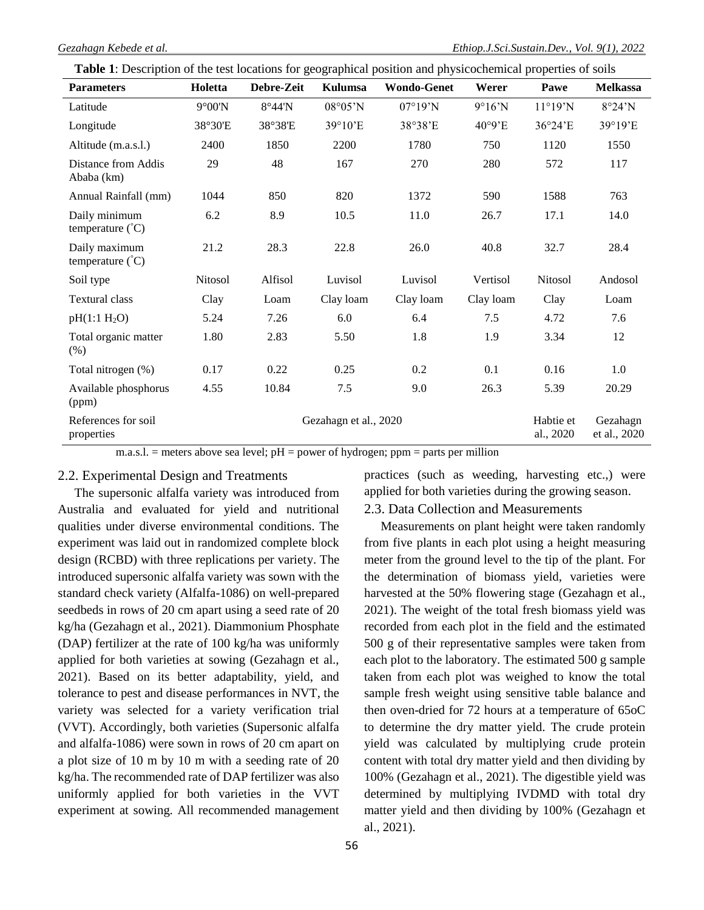**Table 1**: Description of the test locations for geographical position and physicochemical properties of soils

| Parameters | Holetta | Debre-Zeit | Kulumsa | Wondo-Genet | Werer | Pawe | Melkassa |
|---|---|---|---|---|---|---|---|
| Latitude | 9°00'N | 8°44'N | 08°05'N | 07°19'N | 9°16'N | 11°19'N | 8°24'N |
| Longitude | 38°30'E | 38°38'E | 39°10'E | 38°38'E | 40°9'E | 36°24'E | 39°19'E |
| Altitude (m.a.s.l.) | 2400 | 1850 | 2200 | 1780 | 750 | 1120 | 1550 |
| Distance from Addis Ababa (km) | 29 | 48 | 167 | 270 | 280 | 572 | 117 |
| Annual Rainfall (mm) | 1044 | 850 | 820 | 1372 | 590 | 1588 | 763 |
| Daily minimum temperature (°C) | 6.2 | 8.9 | 10.5 | 11.0 | 26.7 | 17.1 | 14.0 |
| Daily maximum temperature (°C) | 21.2 | 28.3 | 22.8 | 26.0 | 40.8 | 32.7 | 28.4 |
| Soil type | Nitosol | Alfisol | Luvisol | Luvisol | Vertisol | Nitosol | Andosol |
| Textural class | Clay | Loam | Clay loam | Clay loam | Clay loam | Clay | Loam |
| pH(1:1 $H_2O$) | 5.24 | 7.26 | 6.0 | 6.4 | 7.5 | 4.72 | 7.6 |
| Total organic matter (%) | 1.80 | 2.83 | 5.50 | 1.8 | 1.9 | 3.34 | 12 |
| Total nitrogen (%) | 0.17 | 0.22 | 0.25 | 0.2 | 0.1 | 0.16 | 1.0 |
| Available phosphorus (ppm) | 4.55 | 10.84 | 7.5 | 9.0 | 26.3 | 5.39 | 20.29 |
| References for soil properties | Gezahagn et al., 2020 | | | | | Habtie et al., 2020 | Gezahagn et al., 2020 |

m.a.s.l. = meters above sea level; pH = power of hydrogen; ppm = parts per million

## 2.2. Experimental Design and Treatments

The supersonic alfalfa variety was introduced from Australia and evaluated for yield and nutritional qualities under diverse environmental conditions. The experiment was laid out in randomized complete block design (RCBD) with three replications per variety. The introduced supersonic alfalfa variety was sown with the standard check variety (Alfalfa-1086) on well-prepared seedbeds in rows of 20 cm apart using a seed rate of 20 kg/ha (Gezahagn et al., 2021). Diammonium Phosphate (DAP) fertilizer at the rate of 100 kg/ha was uniformly applied for both varieties at sowing (Gezahagn et al., 2021). Based on its better adaptability, yield, and tolerance to pest and disease performances in NVT, the variety was selected for a variety verification trial (VVT). Accordingly, both varieties (Supersonic alfalfa and alfalfa-1086) were sown in rows of 20 cm apart on a plot size of 10 m by 10 m with a seeding rate of 20 kg/ha. The recommended rate of DAP fertilizer was also uniformly applied for both varieties in the VVT experiment at sowing. All recommended management practices (such as weeding, harvesting etc.,) were applied for both varieties during the growing season.

## 2.3. Data Collection and Measurements

Measurements on plant height were taken randomly from five plants in each plot using a height measuring meter from the ground level to the tip of the plant. For the determination of biomass yield, varieties were harvested at the 50% flowering stage (Gezahagn et al., 2021). The weight of the total fresh biomass yield was recorded from each plot in the field and the estimated 500 g of their representative samples were taken from each plot to the laboratory. The estimated 500 g sample taken from each plot was weighed to know the total sample fresh weight using sensitive table balance and then oven-dried for 72 hours at a temperature of 65oC to determine the dry matter yield. The crude protein yield was calculated by multiplying crude protein content with total dry matter yield and then dividing by 100% (Gezahagn et al., 2021). The digestible yield was determined by multiplying IVDMD with total dry matter yield and then dividing by 100% (Gezahagn et al., 2021).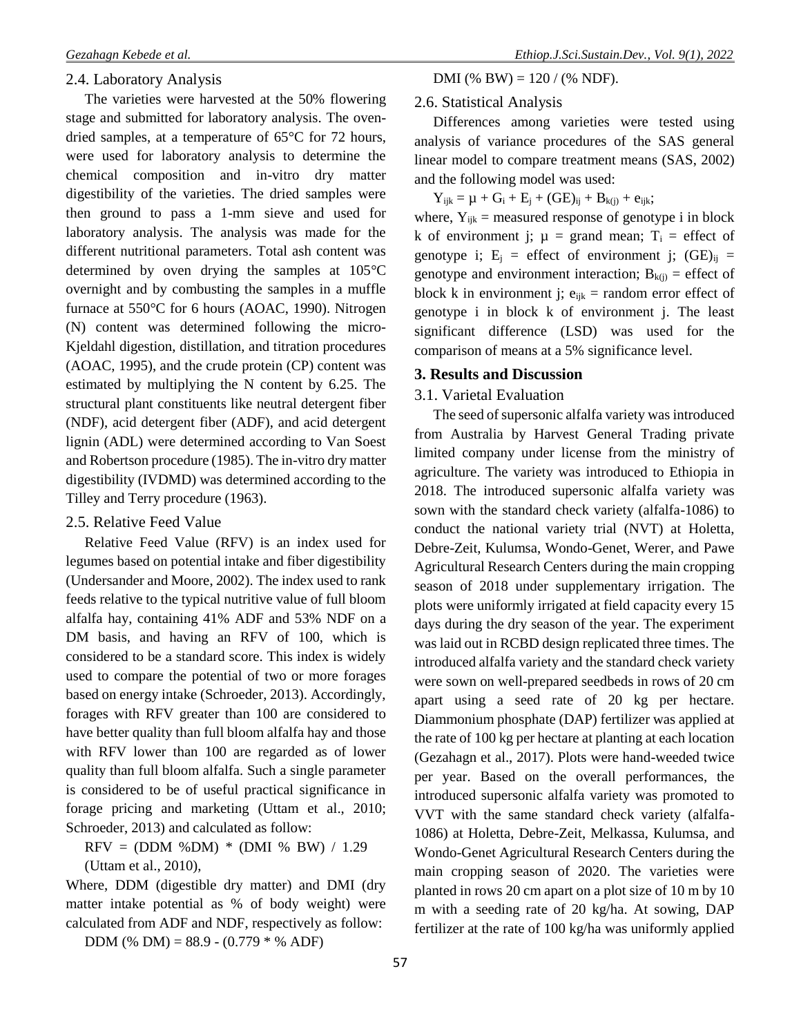### 2.4. Laboratory Analysis

The varieties were harvested at the 50% flowering stage and submitted for laboratory analysis. The oven-dried samples, at a temperature of 65°C for 72 hours, were used for laboratory analysis to determine the chemical composition and in-vitro dry matter digestibility of the varieties. The dried samples were then ground to pass a 1-mm sieve and used for laboratory analysis. The analysis was made for the different nutritional parameters. Total ash content was determined by oven drying the samples at 105°C overnight and by combusting the samples in a muffle furnace at 550°C for 6 hours (AOAC, 1990). Nitrogen (N) content was determined following the micro-Kjeldahl digestion, distillation, and titration procedures (AOAC, 1995), and the crude protein (CP) content was estimated by multiplying the N content by 6.25. The structural plant constituents like neutral detergent fiber (NDF), acid detergent fiber (ADF), and acid detergent lignin (ADL) were determined according to Van Soest and Robertson procedure (1985). The in-vitro dry matter digestibility (IVDMD) was determined according to the Tilley and Terry procedure (1963).

### 2.5. Relative Feed Value

Relative Feed Value (RFV) is an index used for legumes based on potential intake and fiber digestibility (Undersander and Moore, 2002). The index used to rank feeds relative to the typical nutritive value of full bloom alfalfa hay, containing 41% ADF and 53% NDF on a DM basis, and having an RFV of 100, which is considered to be a standard score. This index is widely used to compare the potential of two or more forages based on energy intake (Schroeder, 2013). Accordingly, forages with RFV greater than 100 are considered to have better quality than full bloom alfalfa hay and those with RFV lower than 100 are regarded as of lower quality than full bloom alfalfa. Such a single parameter is considered to be of useful practical significance in forage pricing and marketing (Uttam et al., 2010; Schroeder, 2013) and calculated as follow:

RFV = (DDM %DM) * (DMI % BW) / 1.29 (Uttam et al., 2010),

Where, DDM (digestible dry matter) and DMI (dry matter intake potential as % of body weight) were calculated from ADF and NDF, respectively as follow:

DDM (% DM) = 88.9 - (0.779 * % ADF)

DMI (% BW) = 120 / (% NDF).

### 2.6. Statistical Analysis

Differences among varieties were tested using analysis of variance procedures of the SAS general linear model to compare treatment means (SAS, 2002) and the following model was used:

$$Y_{ijk} = \mu + G_i + E_j + (GE)_{ij} + B_{k(j)} + e_{ijk};$$

where, $Y_{ijk}$ = measured response of genotype i in block k of environment j; $\mu$ = grand mean; $T_i$ = effect of genotype i; $E_j$ = effect of environment j; $(GE)_{ij}$ = genotype and environment interaction; $B_{k(j)}$ = effect of block k in environment j; $e_{ijk}$ = random error effect of genotype i in block k of environment j. The least significant difference (LSD) was used for the comparison of means at a 5% significance level.

## 3. Results and Discussion

### 3.1. Varietal Evaluation

The seed of supersonic alfalfa variety was introduced from Australia by Harvest General Trading private limited company under license from the ministry of agriculture. The variety was introduced to Ethiopia in 2018. The introduced supersonic alfalfa variety was sown with the standard check variety (alfalfa-1086) to conduct the national variety trial (NVT) at Holetta, Debre-Zeit, Kulumsa, Wondo-Genet, Werer, and Pawe Agricultural Research Centers during the main cropping season of 2018 under supplementary irrigation. The plots were uniformly irrigated at field capacity every 15 days during the dry season of the year. The experiment was laid out in RCBD design replicated three times. The introduced alfalfa variety and the standard check variety were sown on well-prepared seedbeds in rows of 20 cm apart using a seed rate of 20 kg per hectare. Diammonium phosphate (DAP) fertilizer was applied at the rate of 100 kg per hectare at planting at each location (Gezahagn et al., 2017). Plots were hand-weeded twice per year. Based on the overall performances, the introduced supersonic alfalfa variety was promoted to VVT with the same standard check variety (alfalfa-1086) at Holetta, Debre-Zeit, Melkassa, Kulumsa, and Wondo-Genet Agricultural Research Centers during the main cropping season of 2020. The varieties were planted in rows 20 cm apart on a plot size of 10 m by 10 m with a seeding rate of 20 kg/ha. At sowing, DAP fertilizer at the rate of 100 kg/ha was uniformly applied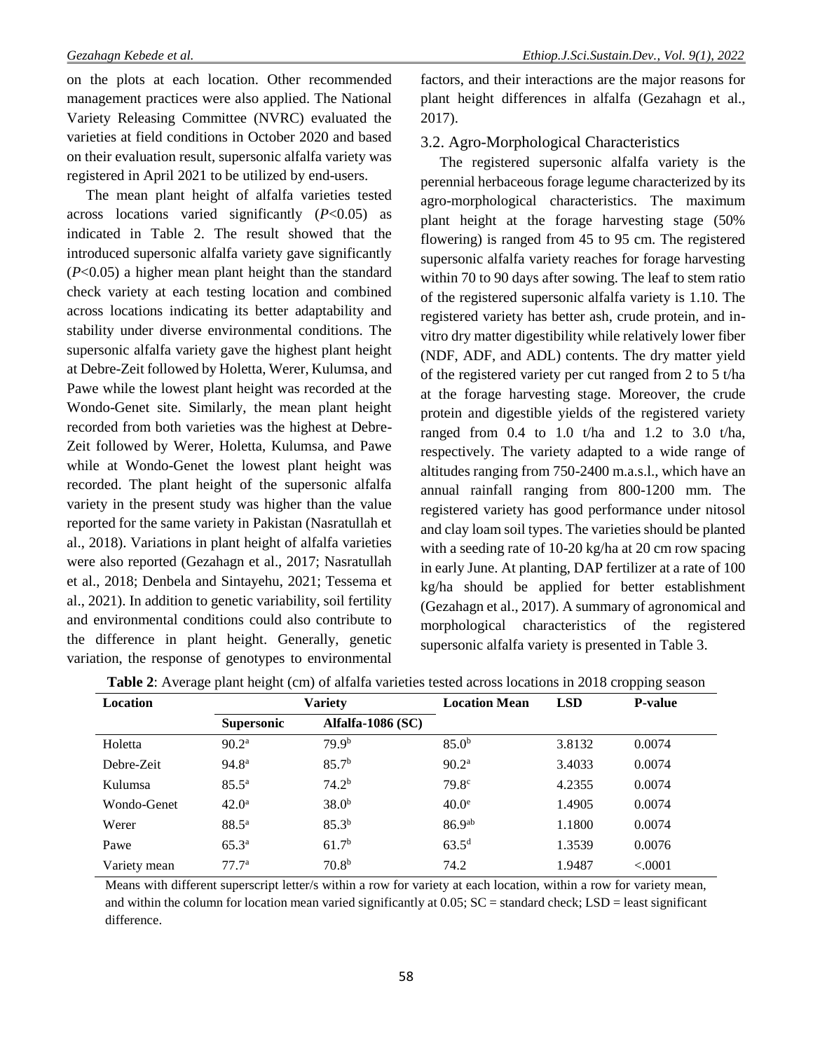on the plots at each location. Other recommended management practices were also applied. The National Variety Releasing Committee (NVRC) evaluated the varieties at field conditions in October 2020 and based on their evaluation result, supersonic alfalfa variety was registered in April 2021 to be utilized by end-users.

The mean plant height of alfalfa varieties tested across locations varied significantly ($P$<0.05) as indicated in Table 2. The result showed that the introduced supersonic alfalfa variety gave significantly ($P$<0.05) a higher mean plant height than the standard check variety at each testing location and combined across locations indicating its better adaptability and stability under diverse environmental conditions. The supersonic alfalfa variety gave the highest plant height at Debre-Zeit followed by Holetta, Werer, Kulumsa, and Pawe while the lowest plant height was recorded at the Wondo-Genet site. Similarly, the mean plant height recorded from both varieties was the highest at Debre-Zeit followed by Werer, Holetta, Kulumsa, and Pawe while at Wondo-Genet the lowest plant height was recorded. The plant height of the supersonic alfalfa variety in the present study was higher than the value reported for the same variety in Pakistan (Nasratullah et al., 2018). Variations in plant height of alfalfa varieties were also reported (Gezahagn et al., 2017; Nasratullah et al., 2018; Denbela and Sintayehu, 2021; Tessema et al., 2021). In addition to genetic variability, soil fertility and environmental conditions could also contribute to the difference in plant height. Generally, genetic variation, the response of genotypes to environmental factors, and their interactions are the major reasons for plant height differences in alfalfa (Gezahagn et al., 2017).

### 3.2. Agro-Morphological Characteristics

The registered supersonic alfalfa variety is the perennial herbaceous forage legume characterized by its agro-morphological characteristics. The maximum plant height at the forage harvesting stage (50% flowering) is ranged from 45 to 95 cm. The registered supersonic alfalfa variety reaches for forage harvesting within 70 to 90 days after sowing. The leaf to stem ratio of the registered supersonic alfalfa variety is 1.10. The registered variety has better ash, crude protein, and in-vitro dry matter digestibility while relatively lower fiber (NDF, ADF, and ADL) contents. The dry matter yield of the registered variety per cut ranged from 2 to 5 t/ha at the forage harvesting stage. Moreover, the crude protein and digestible yields of the registered variety ranged from 0.4 to 1.0 t/ha and 1.2 to 3.0 t/ha, respectively. The variety adapted to a wide range of altitudes ranging from 750-2400 m.a.s.l., which have an annual rainfall ranging from 800-1200 mm. The registered variety has good performance under nitosol and clay loam soil types. The varieties should be planted with a seeding rate of 10-20 kg/ha at 20 cm row spacing in early June. At planting, DAP fertilizer at a rate of 100 kg/ha should be applied for better establishment (Gezahagn et al., 2017). A summary of agronomical and morphological characteristics of the registered supersonic alfalfa variety is presented in Table 3.

**Table 2**: Average plant height (cm) of alfalfa varieties tested across locations in 2018 cropping season

| Location | Variety | | Location Mean | LSD | P-value |
|---|---|---|---|---|---|
| | **Supersonic** | **Alfalfa-1086 (SC)** | | | |
| Holetta | $90.2^{a}$ | $79.9^{b}$ | $85.0^{b}$ | 3.8132 | 0.0074 |
| Debre-Zeit | $94.8^{a}$ | $85.7^{b}$ | $90.2^{a}$ | 3.4033 | 0.0074 |
| Kulumsa | $85.5^{a}$ | $74.2^{b}$ | $79.8^{c}$ | 4.2355 | 0.0074 |
| Wondo-Genet | $42.0^{a}$ | $38.0^{b}$ | $40.0^{e}$ | 1.4905 | 0.0074 |
| Werer | $88.5^{a}$ | $85.3^{b}$ | $86.9^{ab}$ | 1.1800 | 0.0074 |
| Pawe | $65.3^{a}$ | $61.7^{b}$ | $63.5^{d}$ | 1.3539 | 0.0076 |
| Variety mean | $77.7^{a}$ | $70.8^{b}$ | 74.2 | 1.9487 | <.0001 |

Means with different superscript letter/s within a row for variety at each location, within a row for variety mean, and within the column for location mean varied significantly at 0.05; SC = standard check; LSD = least significant difference.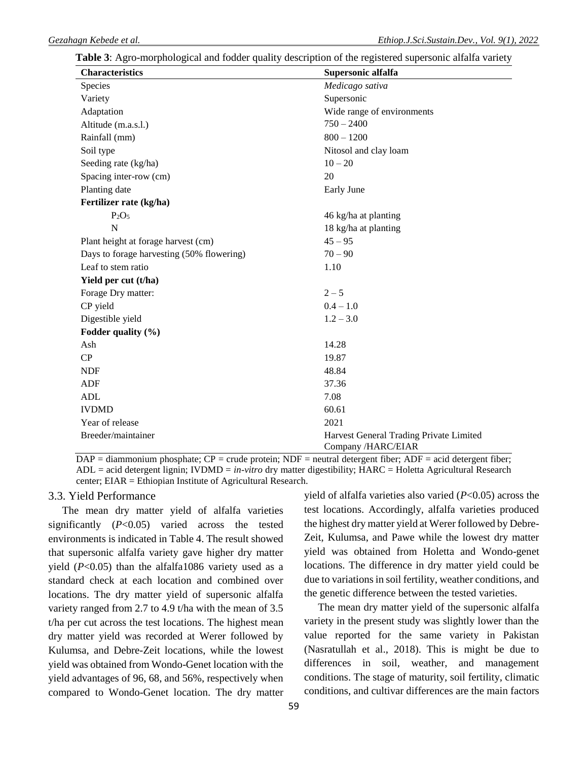**Table 3**: Agro-morphological and fodder quality description of the registered supersonic alfalfa variety

| Characteristics | Supersonic alfalfa |
|---|---|
| Species | *Medicago sativa* |
| Variety | Supersonic |
| Adaptation | Wide range of environments |
| Altitude (m.a.s.l.) | 750 – 2400 |
| Rainfall (mm) | 800 – 1200 |
| Soil type | Nitosol and clay loam |
| Seeding rate (kg/ha) | 10 – 20 |
| Spacing inter-row (cm) | 20 |
| Planting date | Early June |
| **Fertilizer rate (kg/ha)** | |
| $P_2O_5$ | 46 kg/ha at planting |
| N | 18 kg/ha at planting |
| Plant height at forage harvest (cm) | 45 – 95 |
| Days to forage harvesting (50% flowering) | 70 – 90 |
| Leaf to stem ratio | 1.10 |
| **Yield per cut (t/ha)** | |
| Forage Dry matter: | 2 – 5 |
| CP yield | 0.4 – 1.0 |
| Digestible yield | 1.2 – 3.0 |
| **Fodder quality (%)** | |
| Ash | 14.28 |
| CP | 19.87 |
| NDF | 48.84 |
| ADF | 37.36 |
| ADL | 7.08 |
| IVDMD | 60.61 |
| Year of release | 2021 |
| Breeder/maintainer | Harvest General Trading Private Limited Company /HARC/EIAR |

DAP = diammonium phosphate; CP = crude protein; NDF = neutral detergent fiber; ADF = acid detergent fiber; ADL = acid detergent lignin; IVDMD = *in-vitro* dry matter digestibility; HARC = Holetta Agricultural Research center; EIAR = Ethiopian Institute of Agricultural Research.

### 3.3. Yield Performance

The mean dry matter yield of alfalfa varieties significantly ($P<0.05$) varied across the tested environments is indicated in Table 4. The result showed that supersonic alfalfa variety gave higher dry matter yield ($P<0.05$) than the alfalfa1086 variety used as a standard check at each location and combined over locations. The dry matter yield of supersonic alfalfa variety ranged from 2.7 to 4.9 t/ha with the mean of 3.5 t/ha per cut across the test locations. The highest mean dry matter yield was recorded at Werer followed by Kulumsa, and Debre-Zeit locations, while the lowest yield was obtained from Wondo-Genet location with the yield advantages of 96, 68, and 56%, respectively when compared to Wondo-Genet location. The dry matter yield of alfalfa varieties also varied ($P<0.05$) across the test locations. Accordingly, alfalfa varieties produced the highest dry matter yield at Werer followed by Debre-Zeit, Kulumsa, and Pawe while the lowest dry matter yield was obtained from Holetta and Wondo-genet locations. The difference in dry matter yield could be due to variations in soil fertility, weather conditions, and the genetic difference between the tested varieties.

The mean dry matter yield of the supersonic alfalfa variety in the present study was slightly lower than the value reported for the same variety in Pakistan (Nasratullah et al., 2018). This is might be due to differences in soil, weather, and management conditions. The stage of maturity, soil fertility, climatic conditions, and cultivar differences are the main factors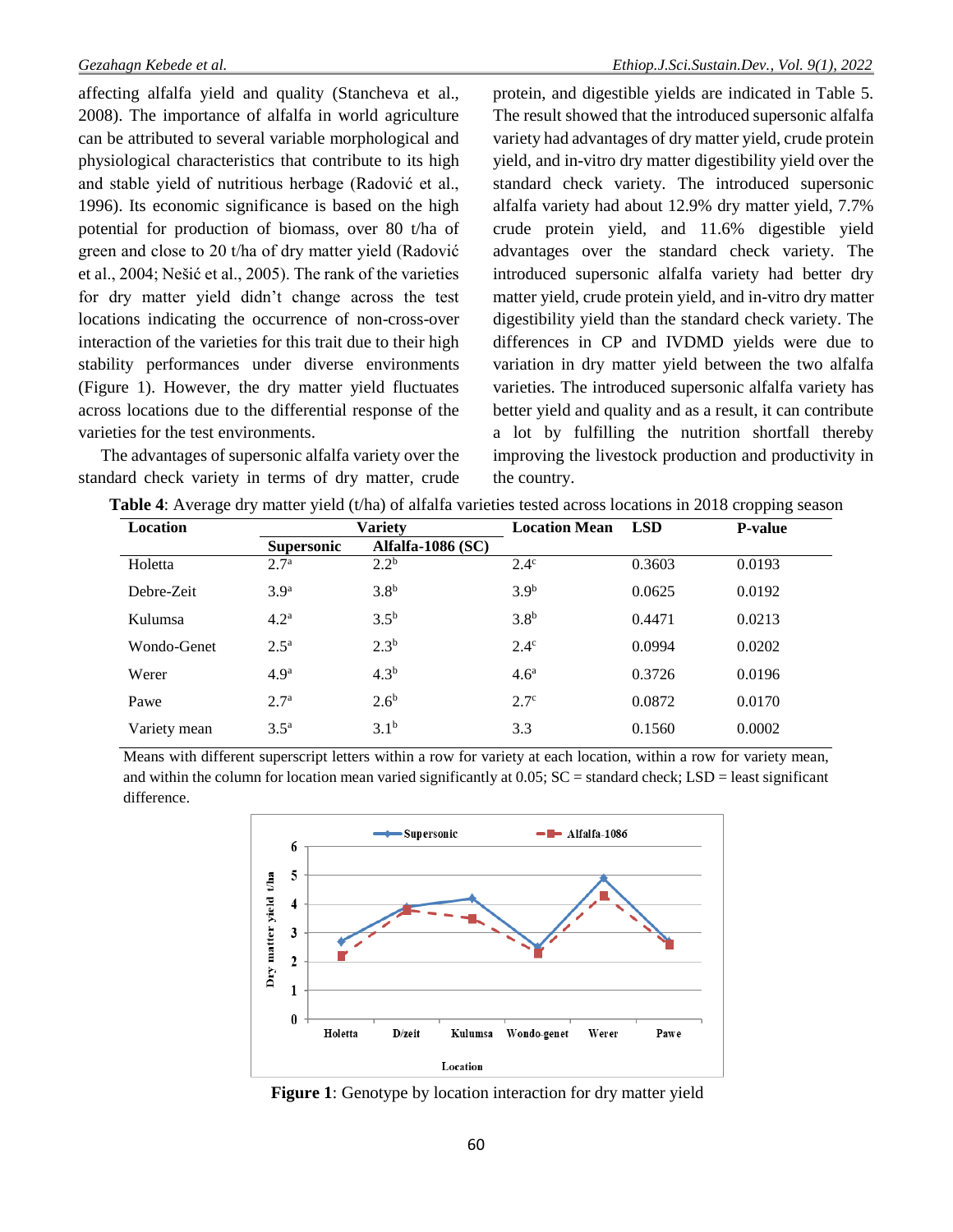affecting alfalfa yield and quality (Stancheva et al., 2008). The importance of alfalfa in world agriculture can be attributed to several variable morphological and physiological characteristics that contribute to its high and stable yield of nutritious herbage (Radović et al., 1996). Its economic significance is based on the high potential for production of biomass, over 80 t/ha of green and close to 20 t/ha of dry matter yield (Radović et al., 2004; Nešić et al., 2005). The rank of the varieties for dry matter yield didn't change across the test locations indicating the occurrence of non-cross-over interaction of the varieties for this trait due to their high stability performances under diverse environments (Figure 1). However, the dry matter yield fluctuates across locations due to the differential response of the varieties for the test environments.

The advantages of supersonic alfalfa variety over the standard check variety in terms of dry matter, crude protein, and digestible yields are indicated in Table 5. The result showed that the introduced supersonic alfalfa variety had advantages of dry matter yield, crude protein yield, and in-vitro dry matter digestibility yield over the standard check variety. The introduced supersonic alfalfa variety had about 12.9% dry matter yield, 7.7% crude protein yield, and 11.6% digestible yield advantages over the standard check variety. The introduced supersonic alfalfa variety had better dry matter yield, crude protein yield, and in-vitro dry matter digestibility yield than the standard check variety. The differences in CP and IVDMD yields were due to variation in dry matter yield between the two alfalfa varieties. The introduced supersonic alfalfa variety has better yield and quality and as a result, it can contribute a lot by fulfilling the nutrition shortfall thereby improving the livestock production and productivity in the country.

**Table 4**: Average dry matter yield (t/ha) of alfalfa varieties tested across locations in 2018 cropping season

| Location | Variety | | Location Mean | LSD | P-value |
|---|---|---|---|---|---|
| | Supersonic | Alfalfa-1086 (SC) | | | |
| Holetta | 2.7[a] | 2.2[b] | 2.4[c] | 0.3603 | 0.0193 |
| Debre-Zeit | 3.9[a] | 3.8[b] | 3.9[b] | 0.0625 | 0.0192 |
| Kulumsa | 4.2[a] | 3.5[b] | 3.8[b] | 0.4471 | 0.0213 |
| Wondo-Genet | 2.5[a] | 2.3[b] | 2.4[c] | 0.0994 | 0.0202 |
| Werer | 4.9[a] | 4.3[b] | 4.6[a] | 0.3726 | 0.0196 |
| Pawe | 2.7[a] | 2.6[b] | 2.7[c] | 0.0872 | 0.0170 |
| Variety mean | 3.5[a] | 3.1[b] | 3.3 | 0.1560 | 0.0002 |

Means with different superscript letters within a row for variety at each location, within a row for variety mean, and within the column for location mean varied significantly at 0.05; SC = standard check; LSD = least significant difference.

**Figure 1**: Genotype by location interaction for dry matter yield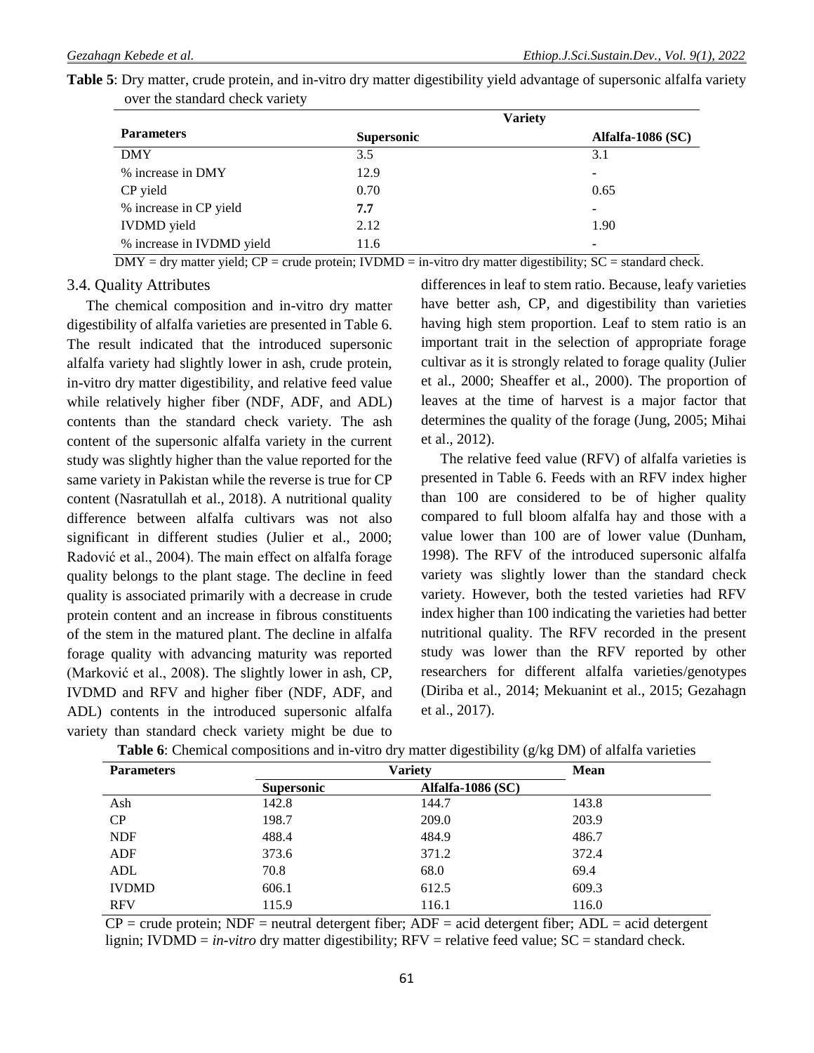**Table 5**: Dry matter, crude protein, and in-vitro dry matter digestibility yield advantage of supersonic alfalfa variety over the standard check variety

| Parameters | Variety | |
|---|---|---|
| | Supersonic | Alfalfa-1086 (SC) |
| DMY | 3.5 | 3.1 |
| % increase in DMY | 12.9 | - |
| CP yield | 0.70 | 0.65 |
| % increase in CP yield | **7.7** | - |
| IVDMD yield | 2.12 | 1.90 |
| % increase in IVDMD yield | 11.6 | - |

DMY = dry matter yield; CP = crude protein; IVDMD = in-vitro dry matter digestibility; SC = standard check.

### 3.4. Quality Attributes

The chemical composition and in-vitro dry matter digestibility of alfalfa varieties are presented in Table 6. The result indicated that the introduced supersonic alfalfa variety had slightly lower in ash, crude protein, in-vitro dry matter digestibility, and relative feed value while relatively higher fiber (NDF, ADF, and ADL) contents than the standard check variety. The ash content of the supersonic alfalfa variety in the current study was slightly higher than the value reported for the same variety in Pakistan while the reverse is true for CP content (Nasratullah et al., 2018). A nutritional quality difference between alfalfa cultivars was not also significant in different studies (Julier et al., 2000; Radović et al., 2004). The main effect on alfalfa forage quality belongs to the plant stage. The decline in feed quality is associated primarily with a decrease in crude protein content and an increase in fibrous constituents of the stem in the matured plant. The decline in alfalfa forage quality with advancing maturity was reported (Marković et al., 2008). The slightly lower in ash, CP, IVDMD and RFV and higher fiber (NDF, ADF, and ADL) contents in the introduced supersonic alfalfa variety than standard check variety might be due to differences in leaf to stem ratio. Because, leafy varieties have better ash, CP, and digestibility than varieties having high stem proportion. Leaf to stem ratio is an important trait in the selection of appropriate forage cultivar as it is strongly related to forage quality (Julier et al., 2000; Sheaffer et al., 2000). The proportion of leaves at the time of harvest is a major factor that determines the quality of the forage (Jung, 2005; Mihai et al., 2012).

The relative feed value (RFV) of alfalfa varieties is presented in Table 6. Feeds with an RFV index higher than 100 are considered to be of higher quality compared to full bloom alfalfa hay and those with a value lower than 100 are of lower value (Dunham, 1998). The RFV of the introduced supersonic alfalfa variety was slightly lower than the standard check variety. However, both the tested varieties had RFV index higher than 100 indicating the varieties had better nutritional quality. The RFV recorded in the present study was lower than the RFV reported by other researchers for different alfalfa varieties/genotypes (Diriba et al., 2014; Mekuanint et al., 2015; Gezahagn et al., 2017).

**Table 6**: Chemical compositions and in-vitro dry matter digestibility (g/kg DM) of alfalfa varieties

| Parameters | Variety | | Mean |
|---|---|---|---|
| | Supersonic | Alfalfa-1086 (SC) | |
| Ash | 142.8 | 144.7 | 143.8 |
| CP | 198.7 | 209.0 | 203.9 |
| NDF | 488.4 | 484.9 | 486.7 |
| ADF | 373.6 | 371.2 | 372.4 |
| ADL | 70.8 | 68.0 | 69.4 |
| IVDMD | 606.1 | 612.5 | 609.3 |
| RFV | 115.9 | 116.1 | 116.0 |

CP = crude protein; NDF = neutral detergent fiber; ADF = acid detergent fiber; ADL = acid detergent lignin; IVDMD = *in-vitro* dry matter digestibility; RFV = relative feed value; SC = standard check.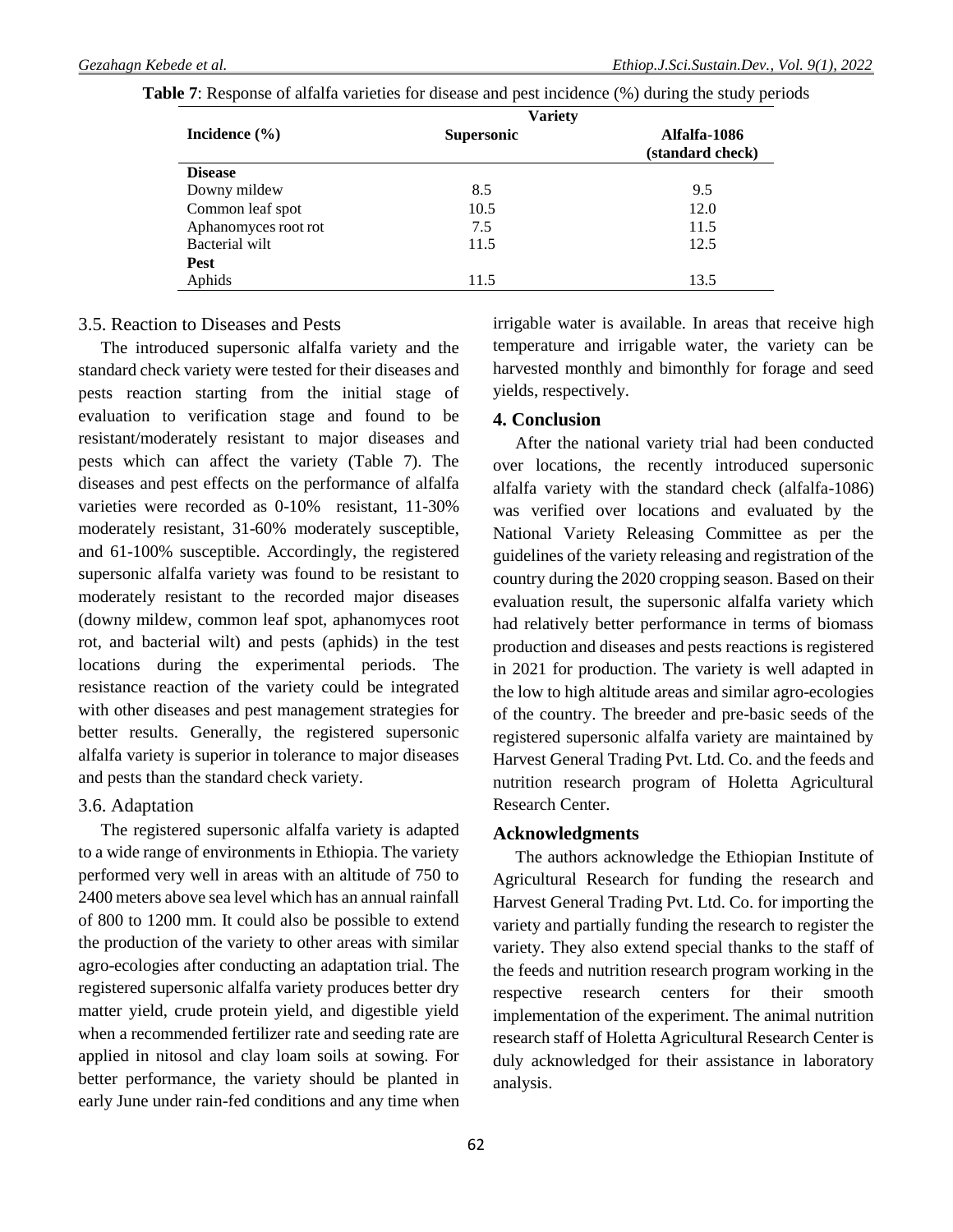**Table 7**: Response of alfalfa varieties for disease and pest incidence (%) during the study periods

| Incidence (%) | Variety | |
|---|---|---|
| | **Supersonic** | **Alfalfa-1086 (standard check)** |
| **Disease** | | |
| Downy mildew | 8.5 | 9.5 |
| Common leaf spot | 10.5 | 12.0 |
| Aphanomyces root rot | 7.5 | 11.5 |
| Bacterial wilt | 11.5 | 12.5 |
| **Pest** | | |
| Aphids | 11.5 | 13.5 |

### 3.5. Reaction to Diseases and Pests

The introduced supersonic alfalfa variety and the standard check variety were tested for their diseases and pests reaction starting from the initial stage of evaluation to verification stage and found to be resistant/moderately resistant to major diseases and pests which can affect the variety (Table 7). The diseases and pest effects on the performance of alfalfa varieties were recorded as 0-10% resistant, 11-30% moderately resistant, 31-60% moderately susceptible, and 61-100% susceptible. Accordingly, the registered supersonic alfalfa variety was found to be resistant to moderately resistant to the recorded major diseases (downy mildew, common leaf spot, aphanomyces root rot, and bacterial wilt) and pests (aphids) in the test locations during the experimental periods. The resistance reaction of the variety could be integrated with other diseases and pest management strategies for better results. Generally, the registered supersonic alfalfa variety is superior in tolerance to major diseases and pests than the standard check variety.

### 3.6. Adaptation

The registered supersonic alfalfa variety is adapted to a wide range of environments in Ethiopia. The variety performed very well in areas with an altitude of 750 to 2400 meters above sea level which has an annual rainfall of 800 to 1200 mm. It could also be possible to extend the production of the variety to other areas with similar agro-ecologies after conducting an adaptation trial. The registered supersonic alfalfa variety produces better dry matter yield, crude protein yield, and digestible yield when a recommended fertilizer rate and seeding rate are applied in nitosol and clay loam soils at sowing. For better performance, the variety should be planted in early June under rain-fed conditions and any time when irrigable water is available. In areas that receive high temperature and irrigable water, the variety can be harvested monthly and bimonthly for forage and seed yields, respectively.

## 4. Conclusion

After the national variety trial had been conducted over locations, the recently introduced supersonic alfalfa variety with the standard check (alfalfa-1086) was verified over locations and evaluated by the National Variety Releasing Committee as per the guidelines of the variety releasing and registration of the country during the 2020 cropping season. Based on their evaluation result, the supersonic alfalfa variety which had relatively better performance in terms of biomass production and diseases and pests reactions is registered in 2021 for production. The variety is well adapted in the low to high altitude areas and similar agro-ecologies of the country. The breeder and pre-basic seeds of the registered supersonic alfalfa variety are maintained by Harvest General Trading Pvt. Ltd. Co. and the feeds and nutrition research program of Holetta Agricultural Research Center.

## Acknowledgments

The authors acknowledge the Ethiopian Institute of Agricultural Research for funding the research and Harvest General Trading Pvt. Ltd. Co. for importing the variety and partially funding the research to register the variety. They also extend special thanks to the staff of the feeds and nutrition research program working in the respective research centers for their smooth implementation of the experiment. The animal nutrition research staff of Holetta Agricultural Research Center is duly acknowledged for their assistance in laboratory analysis.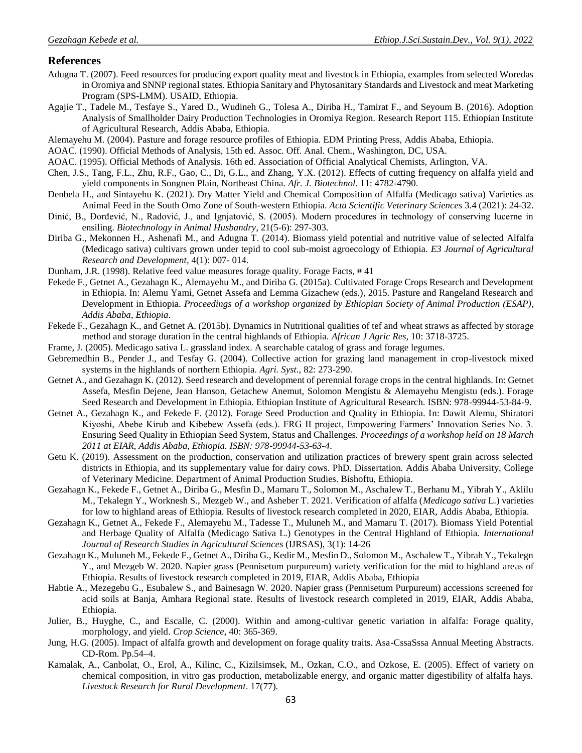## References

Adugna T. (2007). Feed resources for producing export quality meat and livestock in Ethiopia, examples from selected Woredas in Oromiya and SNNP regional states. Ethiopia Sanitary and Phytosanitary Standards and Livestock and meat Marketing Program (SPS-LMM). USAID, Ethiopia.

Agajie T., Tadele M., Tesfaye S., Yared D., Wudineh G., Tolesa A., Diriba H., Tamirat F., and Seyoum B. (2016). Adoption Analysis of Smallholder Dairy Production Technologies in Oromiya Region. Research Report 115. Ethiopian Institute of Agricultural Research, Addis Ababa, Ethiopia.

Alemayehu M. (2004). Pasture and forage resource profiles of Ethiopia. EDM Printing Press, Addis Ababa, Ethiopia.

AOAC. (1990). Official Methods of Analysis, 15th ed. Assoc. Off. Anal. Chem., Washington, DC, USA.

AOAC. (1995). Official Methods of Analysis. 16th ed. Association of Official Analytical Chemists, Arlington, VA.

Chen, J.S., Tang, F.L., Zhu, R.F., Gao, C., Di, G.L., and Zhang, Y.X. (2012). Effects of cutting frequency on alfalfa yield and yield components in Songnen Plain, Northeast China. *Afr. J. Biotechnol*. 11: 4782-4790.

Denbela H., and Sintayehu K. (2021). Dry Matter Yield and Chemical Composition of Alfalfa (Medicago sativa) Varieties as Animal Feed in the South Omo Zone of South-western Ethiopia. *Acta Scientific Veterinary Sciences* 3.4 (2021): 24-32.

Dinić, B., Đorđević, N., Radović, J., and Ignjatović, S. (2005). Modern procedures in technology of conserving lucerne in ensiling. *Biotechnology in Animal Husbandry*, 21(5-6): 297-303.

Diriba G., Mekonnen H., Ashenafi M., and Adugna T. (2014). Biomass yield potential and nutritive value of selected Alfalfa (Medicago sativa) cultivars grown under tepid to cool sub-moist agroecology of Ethiopia. *E3 Journal of Agricultural Research and Development,* 4(1): 007- 014.

Dunham, J.R. (1998). Relative feed value measures forage quality. Forage Facts, # 41

Fekede F., Getnet A., Gezahagn K., Alemayehu M., and Diriba G. (2015a). Cultivated Forage Crops Research and Development in Ethiopia. In: Alemu Yami, Getnet Assefa and Lemma Gizachew (eds.), 2015. Pasture and Rangeland Research and Development in Ethiopia. *Proceedings of a workshop organized by Ethiopian Society of Animal Production (ESAP), Addis Ababa, Ethiopia*.

Fekede F., Gezahagn K., and Getnet A. (2015b). Dynamics in Nutritional qualities of tef and wheat straws as affected by storage method and storage duration in the central highlands of Ethiopia. *African J Agric Res,* 10: 3718-3725.

Frame, J. (2005). Medicago sativa L. grassland index. A searchable catalog of grass and forage legumes.

Gebremedhin B., Pender J., and Tesfay G. (2004). Collective action for grazing land management in crop-livestock mixed systems in the highlands of northern Ethiopia. *Agri. Syst.,* 82: 273-290.

Getnet A., and Gezahagn K. (2012). Seed research and development of perennial forage crops in the central highlands. In: Getnet Assefa, Mesfin Dejene, Jean Hanson, Getachew Anemut, Solomon Mengistu & Alemayehu Mengistu (eds.). Forage Seed Research and Development in Ethiopia. Ethiopian Institute of Agricultural Research. ISBN: 978-99944-53-84-9.

Getnet A., Gezahagn K., and Fekede F. (2012). Forage Seed Production and Quality in Ethiopia. In: Dawit Alemu, Shiratori Kiyoshi, Abebe Kirub and Kibebew Assefa (eds.). FRG II project, Empowering Farmers' Innovation Series No. 3. Ensuring Seed Quality in Ethiopian Seed System, Status and Challenges. *Proceedings of a workshop held on 18 March 2011 at EIAR, Addis Ababa, Ethiopia. ISBN: 978-99944-53-63-4*.

Getu K. (2019). Assessment on the production, conservation and utilization practices of brewery spent grain across selected districts in Ethiopia, and its supplementary value for dairy cows. PhD. Dissertation. Addis Ababa University, College of Veterinary Medicine. Department of Animal Production Studies. Bishoftu, Ethiopia.

Gezahagn K., Fekede F., Getnet A., Diriba G., Mesfin D., Mamaru T., Solomon M., Aschalew T., Berhanu M., Yibrah Y., Aklilu M., Tekalegn Y., Worknesh S., Mezgeb W., and Asheber T. 2021. Verification of alfalfa (*Medicago sativa* L.) varieties for low to highland areas of Ethiopia. Results of livestock research completed in 2020, EIAR, Addis Ababa, Ethiopia.

Gezahagn K., Getnet A., Fekede F., Alemayehu M., Tadesse T., Muluneh M., and Mamaru T. (2017). Biomass Yield Potential and Herbage Quality of Alfalfa (Medicago Sativa L.) Genotypes in the Central Highland of Ethiopia. *International Journal of Research Studies in Agricultural Sciences* (IJRSAS), 3(1): 14-26

Gezahagn K., Muluneh M., Fekede F., Getnet A., Diriba G., Kedir M., Mesfin D., Solomon M., Aschalew T., Yibrah Y., Tekalegn Y., and Mezgeb W. 2020. Napier grass (Pennisetum purpureum) variety verification for the mid to highland areas of Ethiopia. Results of livestock research completed in 2019, EIAR, Addis Ababa, Ethiopia

Habtie A., Mezegebu G., Esubalew S., and Bainesagn W. 2020. Napier grass (Pennisetum Purpureum) accessions screened for acid soils at Banja, Amhara Regional state. Results of livestock research completed in 2019, EIAR, Addis Ababa, Ethiopia.

Julier, B., Huyghe, C., and Escalle, C. (2000). Within and among-cultivar genetic variation in alfalfa: Forage quality, morphology, and yield. *Crop Science*, 40: 365-369.

Jung, H.G. (2005). Impact of alfalfa growth and development on forage quality traits. Asa-CssaSssa Annual Meeting Abstracts. CD-Rom. Pp.54–4.

Kamalak, A., Canbolat, O., Erol, A., Kilinc, C., Kizilsimsek, M., Ozkan, C.O., and Ozkose, E. (2005). Effect of variety on chemical composition, in vitro gas production, metabolizable energy, and organic matter digestibility of alfalfa hays. *Livestock Research for Rural Development*. 17(77).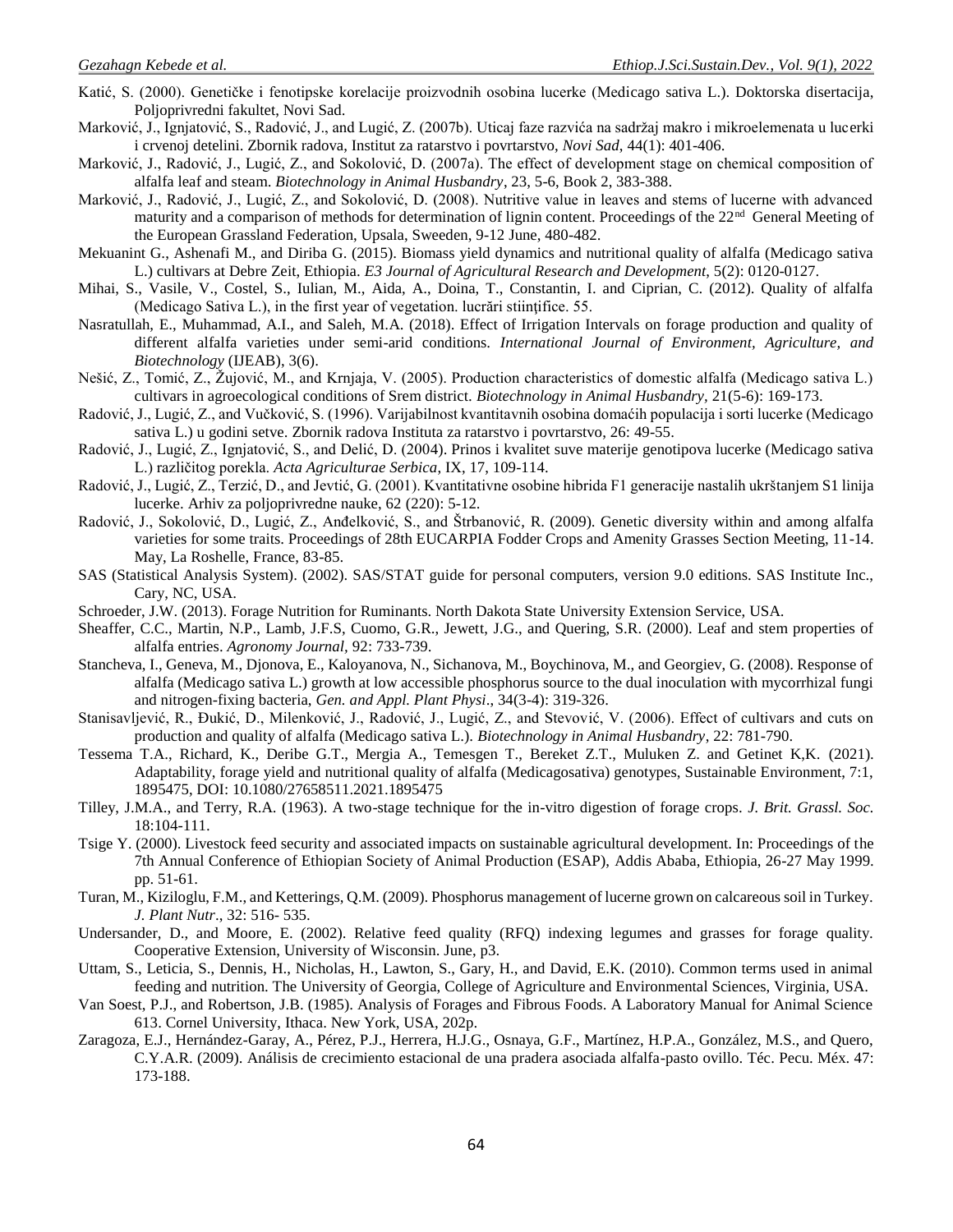Katić, S. (2000). Genetičke i fenotipske korelacije proizvodnih osobina lucerke (Medicago sativa L.). Doktorska disertacija, Poljoprivredni fakultet, Novi Sad.

Marković, J., Ignjatović, S., Radović, J., and Lugić, Z. (2007b). Uticaj faze razvića na sadržaj makro i mikroelemenata u lucerki i crvenoj detelini. Zbornik radova, Institut za ratarstvo i povrtarstvo, *Novi Sad*, 44(1): 401-406.

Marković, J., Radović, J., Lugić, Z., and Sokolović, D. (2007a). The effect of development stage on chemical composition of alfalfa leaf and steam. *Biotechnology in Animal Husbandry*, 23, 5-6, Book 2, 383-388.

Marković, J., Radović, J., Lugić, Z., and Sokolović, D. (2008). Nutritive value in leaves and stems of lucerne with advanced maturity and a comparison of methods for determination of lignin content. Proceedings of the 22nd General Meeting of the European Grassland Federation, Upsala, Sweeden, 9-12 June, 480-482.

Mekuanint G., Ashenafi M., and Diriba G. (2015). Biomass yield dynamics and nutritional quality of alfalfa (Medicago sativa L.) cultivars at Debre Zeit, Ethiopia. *E3 Journal of Agricultural Research and Development*, 5(2): 0120-0127.

Mihai, S., Vasile, V., Costel, S., Iulian, M., Aida, A., Doina, T., Constantin, I. and Ciprian, C. (2012). Quality of alfalfa (Medicago Sativa L.), in the first year of vegetation. lucrări stiinţifice. 55.

Nasratullah, E., Muhammad, A.I., and Saleh, M.A. (2018). Effect of Irrigation Intervals on forage production and quality of different alfalfa varieties under semi-arid conditions. *International Journal of Environment, Agriculture, and Biotechnology* (IJEAB), 3(6).

Nešić, Z., Tomić, Z., Žujović, M., and Krnjaja, V. (2005). Production characteristics of domestic alfalfa (Medicago sativa L.) cultivars in agroecological conditions of Srem district. *Biotechnology in Animal Husbandry*, 21(5-6): 169-173.

Radović, J., Lugić, Z., and Vučković, S. (1996). Varijabilnost kvantitavnih osobina domaćih populacija i sorti lucerke (Medicago sativa L.) u godini setve. Zbornik radova Instituta za ratarstvo i povrtarstvo, 26: 49-55.

Radović, J., Lugić, Z., Ignjatović, S., and Delić, D. (2004). Prinos i kvalitet suve materije genotipova lucerke (Medicago sativa L.) različitog porekla. *Acta Agriculturae Serbica*, IX, 17, 109-114.

Radović, J., Lugić, Z., Terzić, D., and Jevtić, G. (2001). Kvantitativne osobine hibrida F1 generacije nastalih ukrštanjem S1 linija lucerke. Arhiv za poljoprivredne nauke, 62 (220): 5-12.

Radović, J., Sokolović, D., Lugić, Z., Anđelković, S., and Štrbanović, R. (2009). Genetic diversity within and among alfalfa varieties for some traits. Proceedings of 28th EUCARPIA Fodder Crops and Amenity Grasses Section Meeting, 11-14. May, La Roshelle, France, 83-85.

SAS (Statistical Analysis System). (2002). SAS/STAT guide for personal computers, version 9.0 editions. SAS Institute Inc., Cary, NC, USA.

Schroeder, J.W. (2013). Forage Nutrition for Ruminants. North Dakota State University Extension Service, USA.

Sheaffer, C.C., Martin, N.P., Lamb, J.F.S, Cuomo, G.R., Jewett, J.G., and Quering, S.R. (2000). Leaf and stem properties of alfalfa entries. *Agronomy Journal*, 92: 733-739.

Stancheva, I., Geneva, M., Djonova, E., Kaloyanova, N., Sichanova, M., Boychinova, M., and Georgiev, G. (2008). Response of alfalfa (Medicago sativa L.) growth at low accessible phosphorus source to the dual inoculation with mycorrhizal fungi and nitrogen-fixing bacteria, *Gen. and Appl. Plant Physi*., 34(3-4): 319-326.

Stanisavljević, R., Đukić, D., Milenković, J., Radović, J., Lugić, Z., and Stević, V. (2006). Effect of cultivars and cuts on production and quality of alfalfa (Medicago sativa L.). *Biotechnology in Animal Husbandry*, 22: 781-790.

Tessema T.A., Richard, K., Deribe G.T., Mergia A., Temesgen T., Bereket Z.T., Muluken Z. and Getinet K,K. (2021). Adaptability, forage yield and nutritional quality of alfalfa (Medicagosativa) genotypes, Sustainable Environment, 7:1, 1895475, DOI: 10.1080/27658511.2021.1895475

Tilley, J.M.A., and Terry, R.A. (1963). A two-stage technique for the in-vitro digestion of forage crops. *J. Brit. Grassl. Soc.* 18:104-111.

Tsige Y. (2000). Livestock feed security and associated impacts on sustainable agricultural development. In: Proceedings of the 7th Annual Conference of Ethiopian Society of Animal Production (ESAP), Addis Ababa, Ethiopia, 26-27 May 1999. pp. 51-61.

Turan, M., Kiziloglu, F.M., and Ketterings, Q.M. (2009). Phosphorus management of lucerne grown on calcareous soil in Turkey. *J. Plant Nutr*., 32: 516- 535.

Undersander, D., and Moore, E. (2002). Relative feed quality (RFQ) indexing legumes and grasses for forage quality. Cooperative Extension, University of Wisconsin. June, p3.

Uttam, S., Leticia, S., Dennis, H., Nicholas, H., Lawton, S., Gary, H., and David, E.K. (2010). Common terms used in animal feeding and nutrition. The University of Georgia, College of Agriculture and Environmental Sciences, Virginia, USA.

Van Soest, P.J., and Robertson, J.B. (1985). Analysis of Forages and Fibrous Foods. A Laboratory Manual for Animal Science 613. Cornel University, Ithaca. New York, USA, 202p.

Zaragoza, E.J., Hernández-Garay, A., Pérez, P.J., Herrera, H.J.G., Osnaya, G.F., Martínez, H.P.A., González, M.S., and Quero, C.Y.A.R. (2009). Análisis de crecimiento estacional de una pradera asociada alfalfa-pasto ovillo. Téc. Pecu. Méx. 47: 173-188.